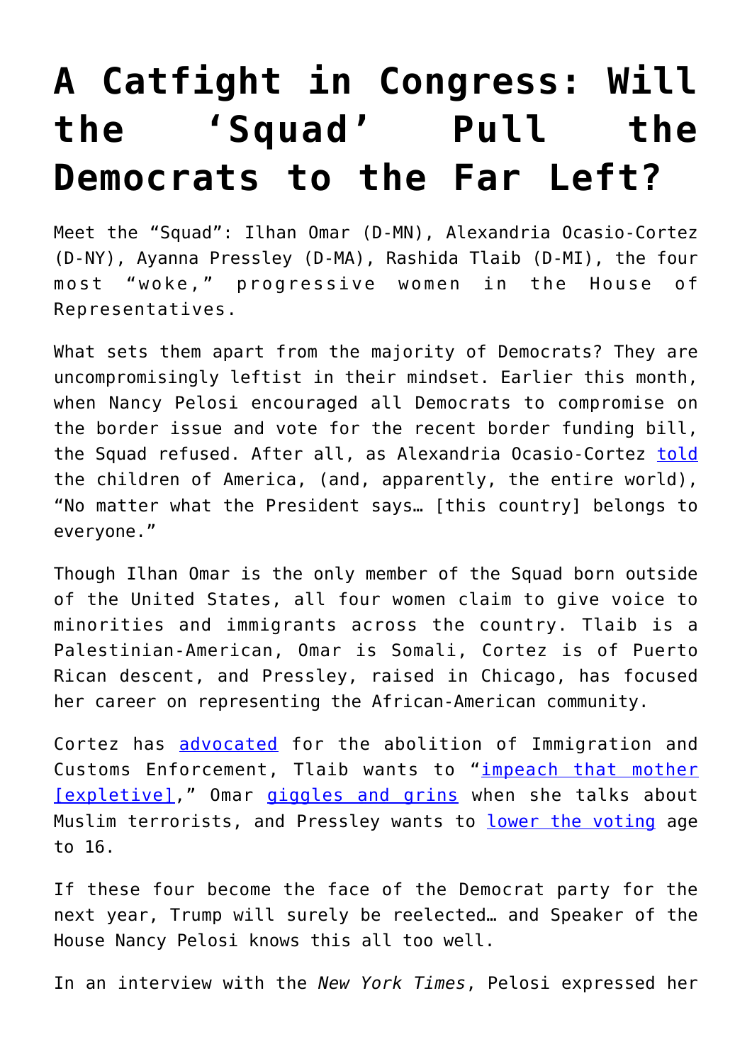# A Catfight in Congress: Will the 'Squad' Pull the Democrats to the Far Left?

Meet the "Squad": Ilhan Omar (D-MN), Alexandria Ocasio-Cortez (D-NY), Ayanna Pressley (D-MA), Rashida Tlaib (D-MI), the four most "woke," progressive women in the House of Representatives.

What sets them apart from the majority of Democrats? They are uncompromisingly leftist in their mindset. Earlier this month, when Nancy Pelosi encouraged all Democrats to compromise on the border issue and vote for the recent border funding bill, the Squad refused. After all, as Alexandria Ocasio-Cortez told the children of America, (and, apparently, the entire world), "No matter what the President says… [this country] belongs to everyone."

Though Ilhan Omar is the only member of the Squad born outside of the United States, all four women claim to give voice to minorities and immigrants across the country. Tlaib is a Palestinian-American, Omar is Somali, Cortez is of Puerto Rican descent, and Pressley, raised in Chicago, has focused her career on representing the African-American community.

Cortez has advocated for the abolition of Immigration and Customs Enforcement, Tlaib wants to "impeach that mother [expletive]," Omar giggles and grins when she talks about Muslim terrorists, and Pressley wants to lower the voting age to 16.

If these four become the face of the Democrat party for the next year, Trump will surely be reelected… and Speaker of the House Nancy Pelosi knows this all too well.

In an interview with the *New York Times*, Pelosi expressed her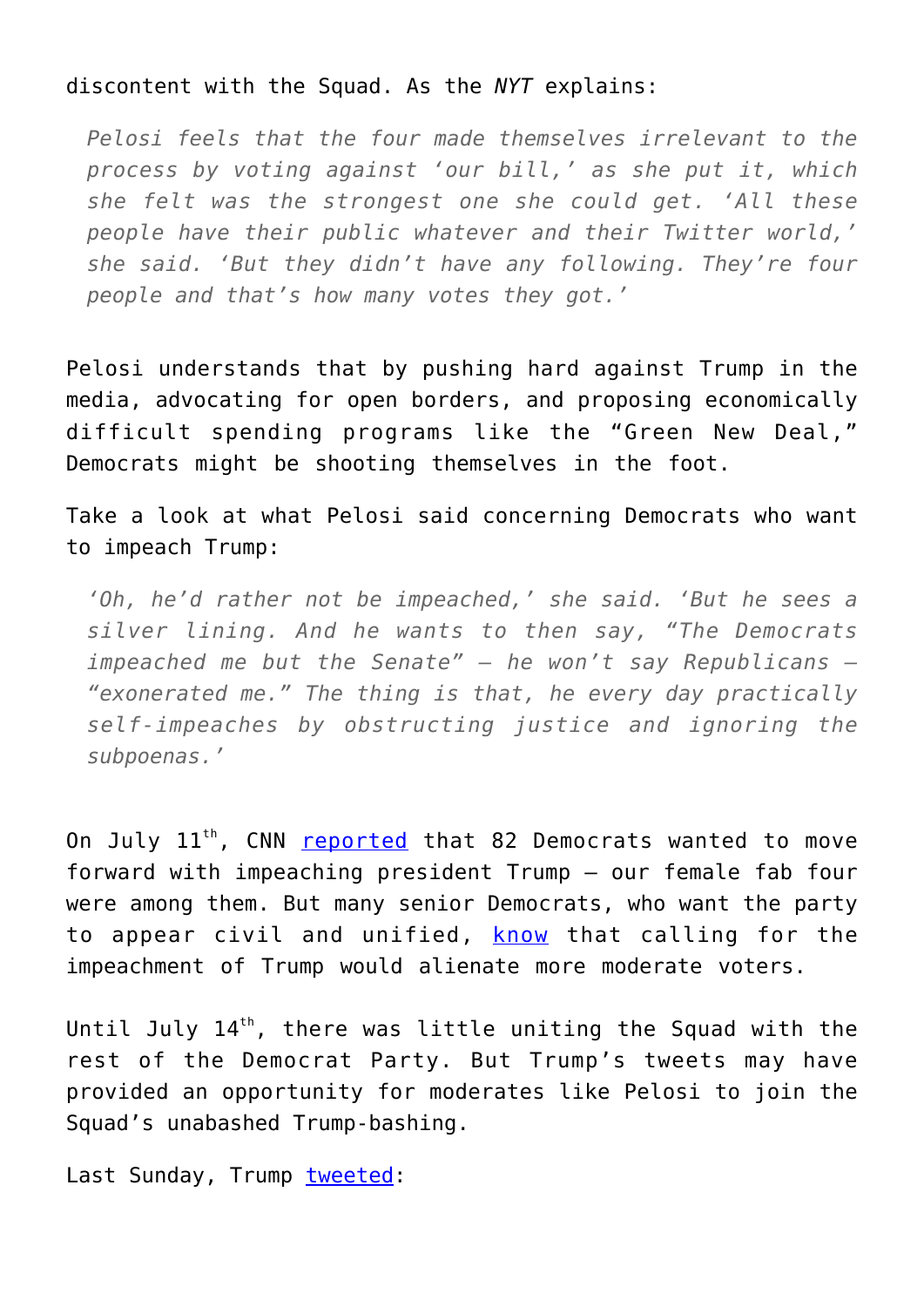discontent with the Squad. As the *NYT* explains:

> *Pelosi feels that the four made themselves irrelevant to the process by voting against 'our bill,' as she put it, which she felt was the strongest one she could get. 'All these people have their public whatever and their Twitter world,' she said. 'But they didn't have any following. They're four people and that's how many votes they got.'*

Pelosi understands that by pushing hard against Trump in the media, advocating for open borders, and proposing economically difficult spending programs like the "Green New Deal," Democrats might be shooting themselves in the foot.

Take a look at what Pelosi said concerning Democrats who want to impeach Trump:

> *'Oh, he'd rather not be impeached,' she said. 'But he sees a silver lining. And he wants to then say, "The Democrats impeached me but the Senate" – he won't say Republicans – "exonerated me." The thing is that, he every day practically self-impeaches by obstructing justice and ignoring the subpoenas.'*

On July 11th, CNN [reported](#) that 82 Democrats wanted to move forward with impeaching president Trump – our female fab four were among them. But many senior Democrats, who want the party to appear civil and unified, [know](#) that calling for the impeachment of Trump would alienate more moderate voters.

Until July 14th, there was little uniting the Squad with the rest of the Democrat Party. But Trump's tweets may have provided an opportunity for moderates like Pelosi to join the Squad's unabashed Trump-bashing.

Last Sunday, Trump [tweeted](#):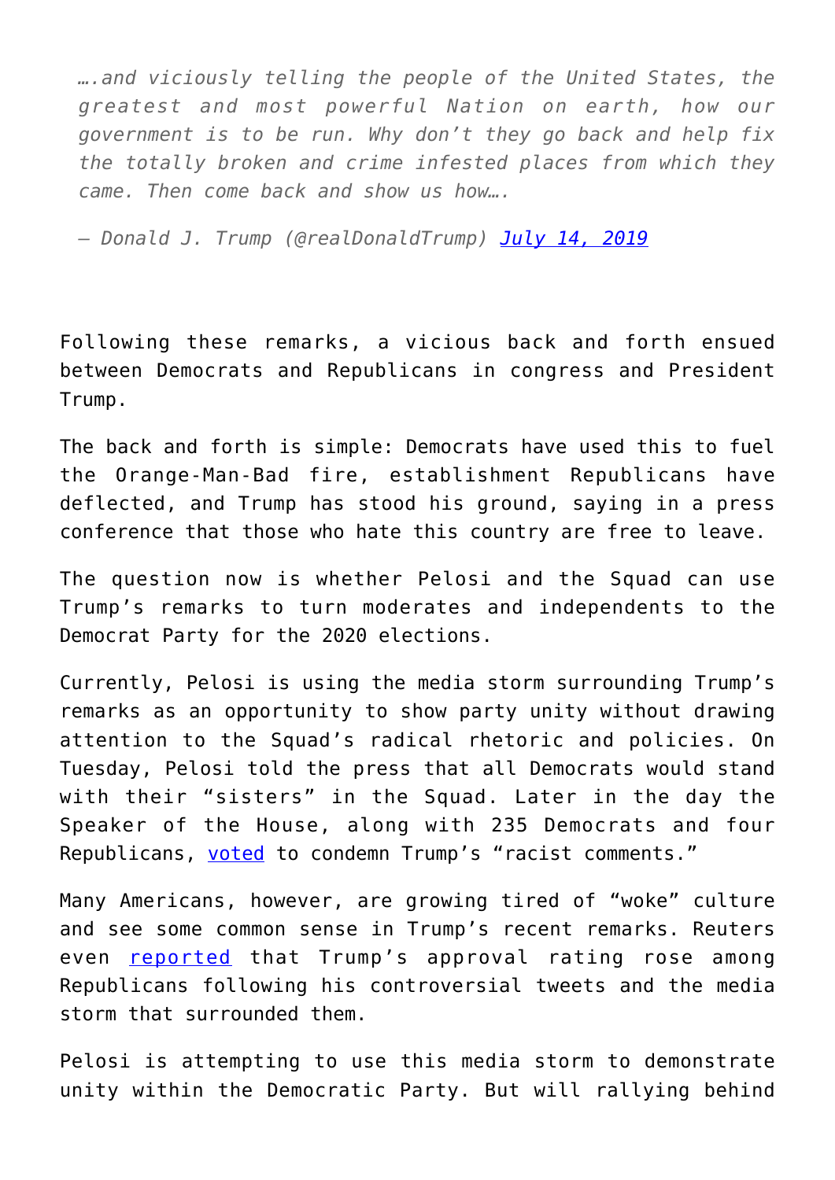> *….and viciously telling the people of the United States, the greatest and most powerful Nation on earth, how our government is to be run. Why don't they go back and help fix the totally broken and crime infested places from which they came. Then come back and show us how….*
>
> *— Donald J. Trump (@realDonaldTrump) [July 14, 2019]*

Following these remarks, a vicious back and forth ensued between Democrats and Republicans in congress and President Trump.

The back and forth is simple: Democrats have used this to fuel the Orange-Man-Bad fire, establishment Republicans have deflected, and Trump has stood his ground, saying in a press conference that those who hate this country are free to leave.

The question now is whether Pelosi and the Squad can use Trump's remarks to turn moderates and independents to the Democrat Party for the 2020 elections.

Currently, Pelosi is using the media storm surrounding Trump's remarks as an opportunity to show party unity without drawing attention to the Squad's radical rhetoric and policies. On Tuesday, Pelosi told the press that all Democrats would stand with their "sisters" in the Squad. Later in the day the Speaker of the House, along with 235 Democrats and four Republicans, voted to condemn Trump's "racist comments."

Many Americans, however, are growing tired of "woke" culture and see some common sense in Trump's recent remarks. Reuters even reported that Trump's approval rating rose among Republicans following his controversial tweets and the media storm that surrounded them.

Pelosi is attempting to use this media storm to demonstrate unity within the Democratic Party. But will rallying behind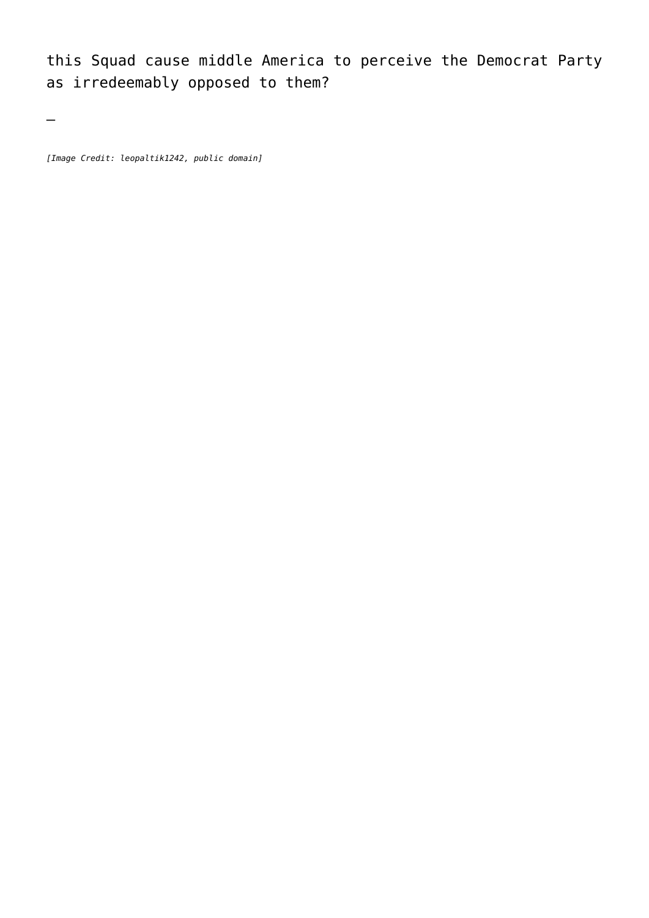this Squad cause middle America to perceive the Democrat Party as irredeemably opposed to them?

—

*[Image Credit: leopaltik1242, public domain]*